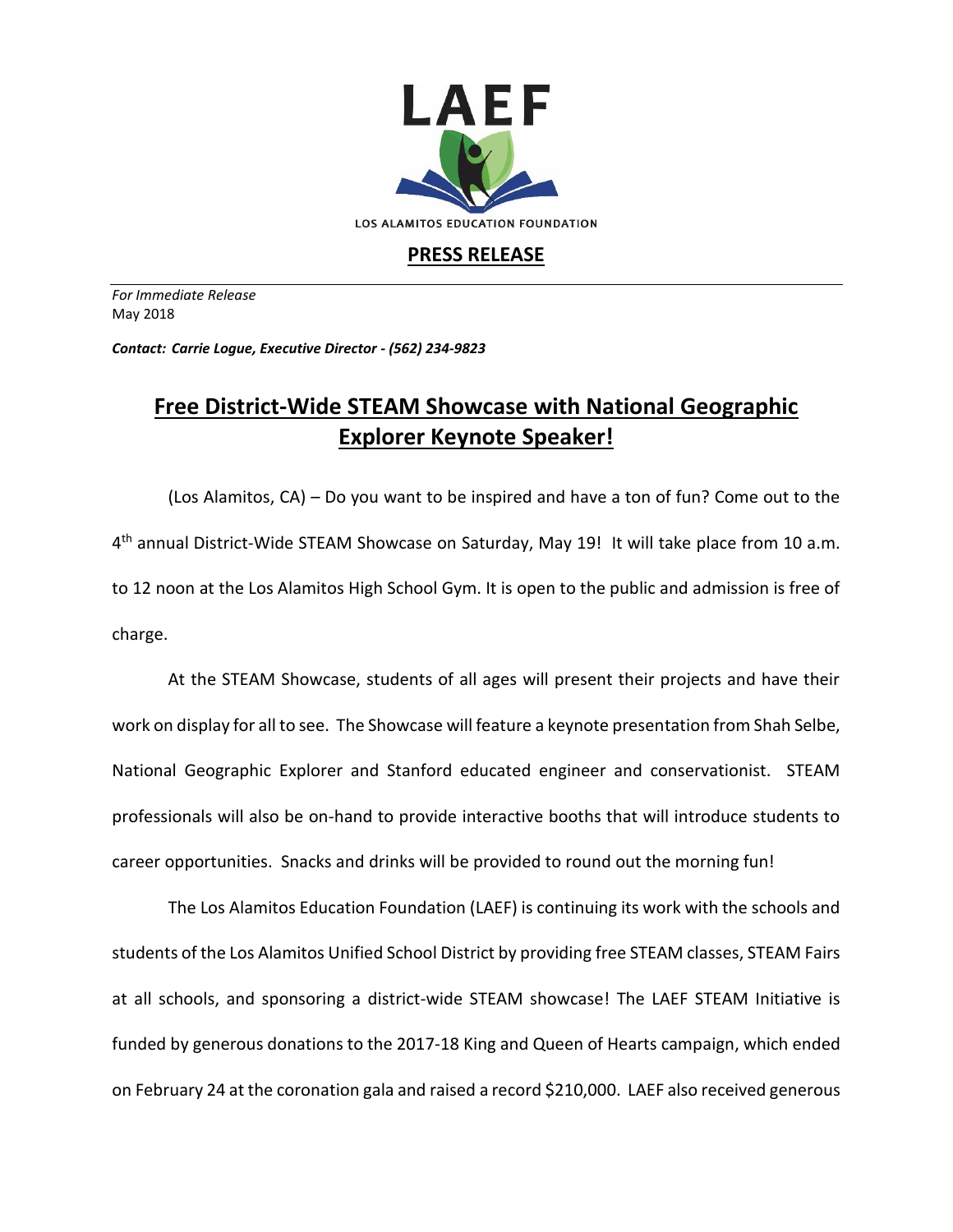LAEF

LOS ALAMITOS EDUCATION FOUNDATION

## PRESS RELEASE

*For Immediate Release*
May 2018

***Contact: Carrie Logue, Executive Director - (562) 234-9823***

# Free District-Wide STEAM Showcase with National Geographic Explorer Keynote Speaker!

(Los Alamitos, CA) – Do you want to be inspired and have a ton of fun? Come out to the 4th annual District-Wide STEAM Showcase on Saturday, May 19! It will take place from 10 a.m. to 12 noon at the Los Alamitos High School Gym. It is open to the public and admission is free of charge.

At the STEAM Showcase, students of all ages will present their projects and have their work on display for all to see. The Showcase will feature a keynote presentation from Shah Selbe, National Geographic Explorer and Stanford educated engineer and conservationist. STEAM professionals will also be on-hand to provide interactive booths that will introduce students to career opportunities. Snacks and drinks will be provided to round out the morning fun!

The Los Alamitos Education Foundation (LAEF) is continuing its work with the schools and students of the Los Alamitos Unified School District by providing free STEAM classes, STEAM Fairs at all schools, and sponsoring a district-wide STEAM showcase! The LAEF STEAM Initiative is funded by generous donations to the 2017-18 King and Queen of Hearts campaign, which ended on February 24 at the coronation gala and raised a record $210,000. LAEF also received generous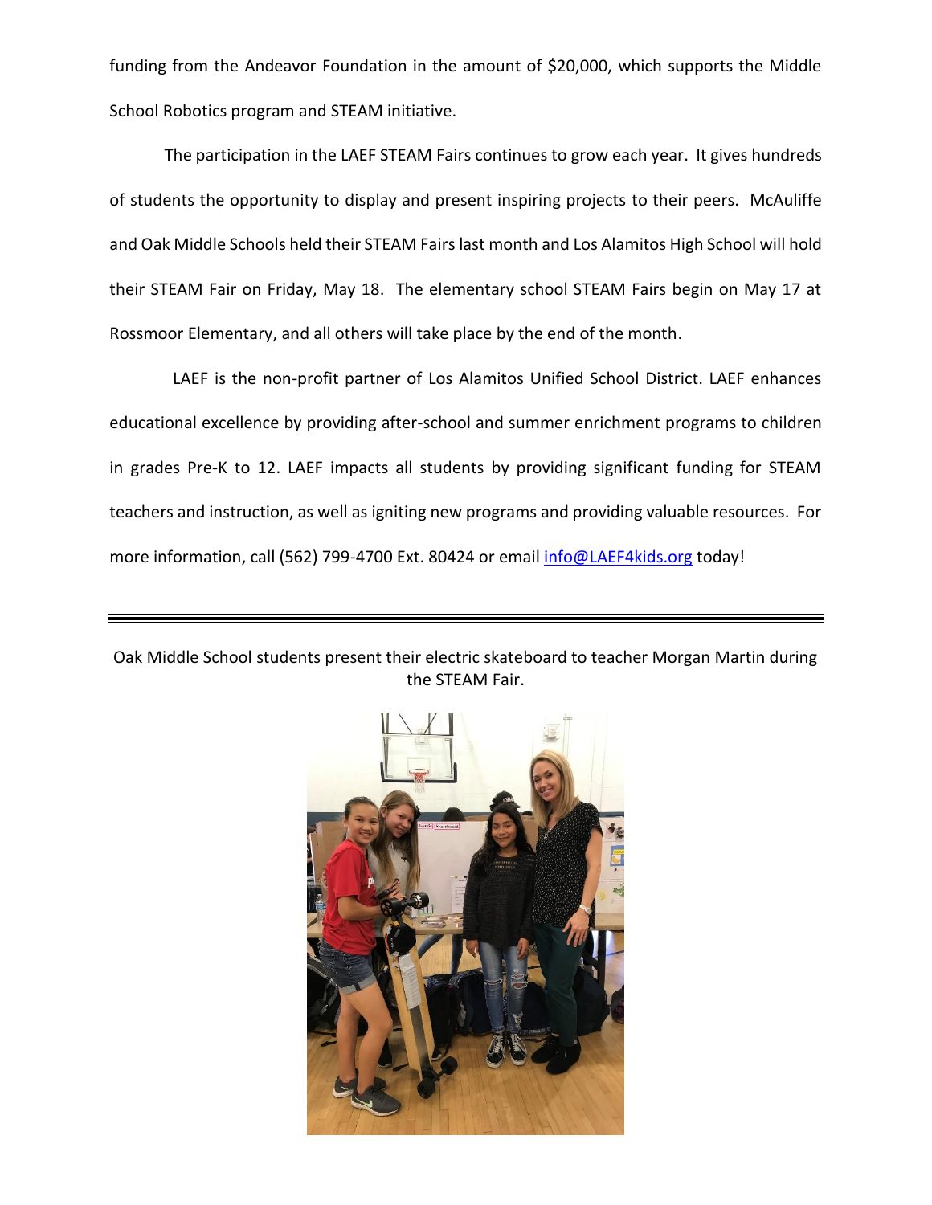funding from the Andeavor Foundation in the amount of $20,000, which supports the Middle School Robotics program and STEAM initiative.

The participation in the LAEF STEAM Fairs continues to grow each year. It gives hundreds of students the opportunity to display and present inspiring projects to their peers. McAuliffe and Oak Middle Schools held their STEAM Fairs last month and Los Alamitos High School will hold their STEAM Fair on Friday, May 18. The elementary school STEAM Fairs begin on May 17 at Rossmoor Elementary, and all others will take place by the end of the month.

LAEF is the non-profit partner of Los Alamitos Unified School District. LAEF enhances educational excellence by providing after-school and summer enrichment programs to children in grades Pre-K to 12. LAEF impacts all students by providing significant funding for STEAM teachers and instruction, as well as igniting new programs and providing valuable resources. For more information, call (562) 799-4700 Ext. 80424 or email info@LAEF4kids.org today!

---

Oak Middle School students present their electric skateboard to teacher Morgan Martin during the STEAM Fair.